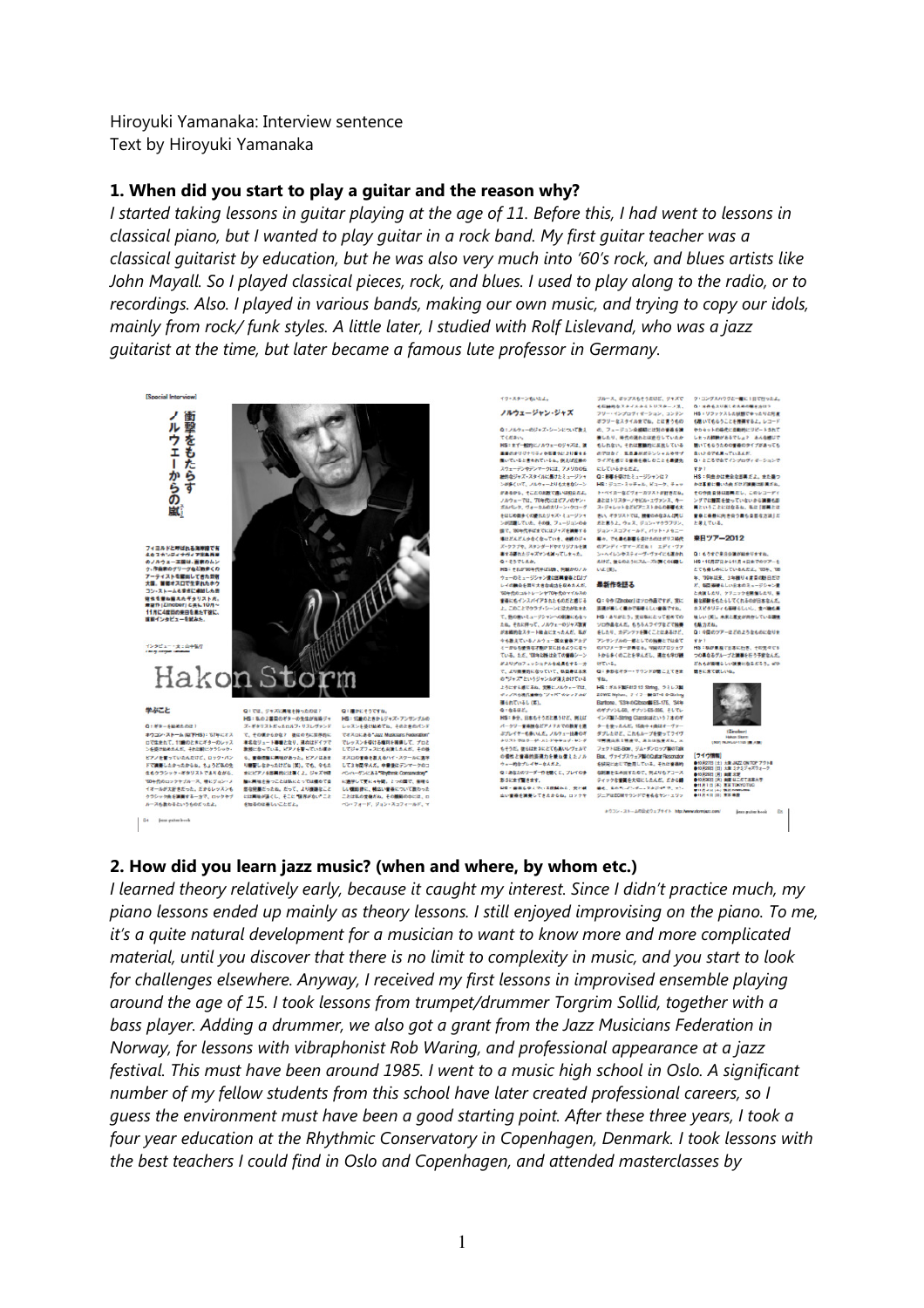Hiroyuki Yamanaka: Interview sentence
Text by Hiroyuki Yamanaka

**1. When did you start to play a guitar and the reason why?**

*I started taking lessons in guitar playing at the age of 11. Before this, I had went to lessons in classical piano, but I wanted to play guitar in a rock band. My first guitar teacher was a classical guitarist by education, but he was also very much into '60's rock, and blues artists like John Mayall. So I played classical pieces, rock, and blues. I used to play along to the radio, or to recordings. Also. I played in various bands, making our own music, and trying to copy our idols, mainly from rock/ funk styles. A little later, I studied with Rolf Lislevand, who was a jazz guitarist at the time, but later became a famous lute professor in Germany.*

**2. How did you learn jazz music? (when and where, by whom etc.)**

*I learned theory relatively early, because it caught my interest. Since I didn't practice much, my piano lessons ended up mainly as theory lessons. I still enjoyed improvising on the piano. To me, it's a quite natural development for a musician to want to know more and more complicated material, until you discover that there is no limit to complexity in music, and you start to look for challenges elsewhere. Anyway, I received my first lessons in improvised ensemble playing around the age of 15. I took lessons from trumpet/drummer Torgrim Sollid, together with a bass player. Adding a drummer, we also got a grant from the Jazz Musicians Federation in Norway, for lessons with vibraphonist Rob Waring, and professional appearance at a jazz festival. This must have been around 1985. I went to a music high school in Oslo. A significant number of my fellow students from this school have later created professional careers, so I guess the environment must have been a good starting point. After these three years, I took a four year education at the Rhythmic Conservatory in Copenhagen, Denmark. I took lessons with the best teachers I could find in Oslo and Copenhagen, and attended masterclasses by*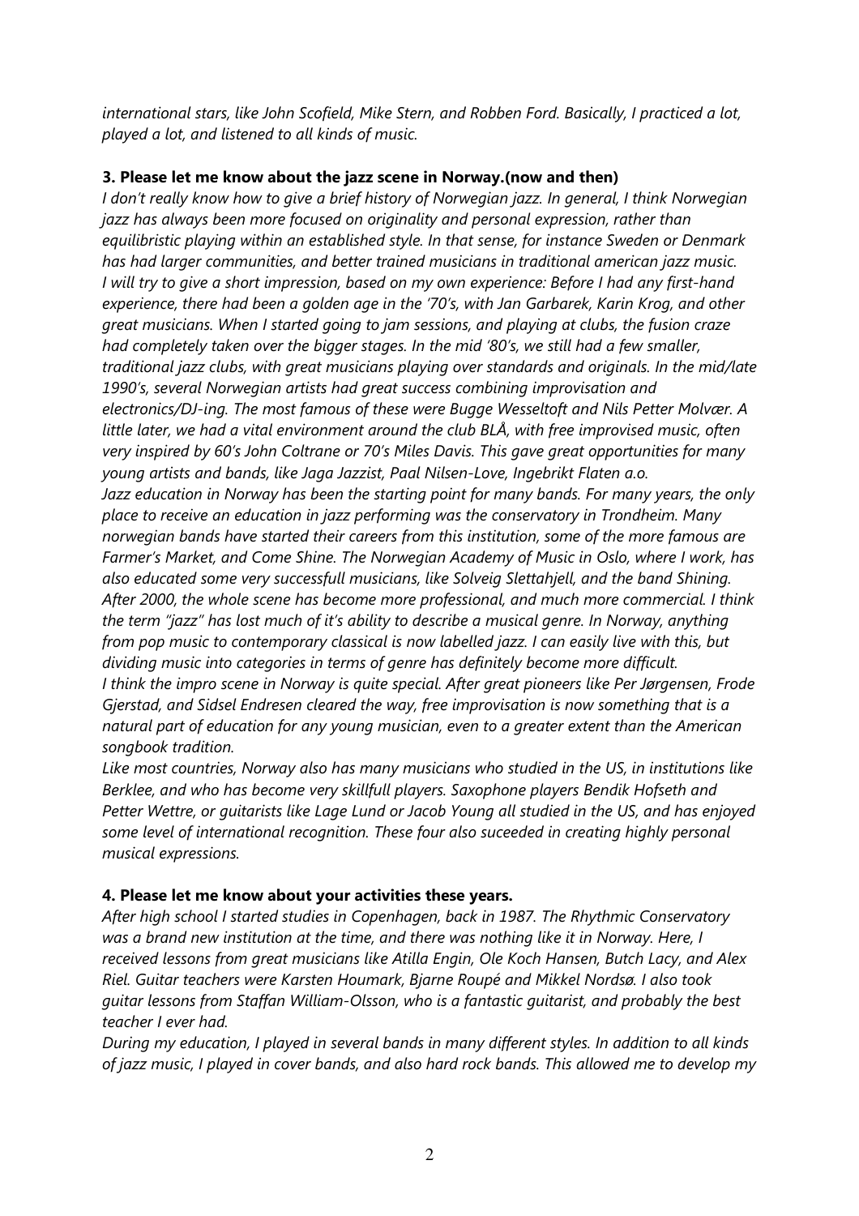*international stars, like John Scofield, Mike Stern, and Robben Ford. Basically, I practiced a lot, played a lot, and listened to all kinds of music.*

**3. Please let me know about the jazz scene in Norway.(now and then)**

*I don't really know how to give a brief history of Norwegian jazz. In general, I think Norwegian jazz has always been more focused on originality and personal expression, rather than equilibristic playing within an established style. In that sense, for instance Sweden or Denmark has had larger communities, and better trained musicians in traditional american jazz music.*
*I will try to give a short impression, based on my own experience: Before I had any first-hand experience, there had been a golden age in the '70's, with Jan Garbarek, Karin Krog, and other great musicians. When I started going to jam sessions, and playing at clubs, the fusion craze had completely taken over the bigger stages. In the mid '80's, we still had a few smaller, traditional jazz clubs, with great musicians playing over standards and originals. In the mid/late 1990's, several Norwegian artists had great success combining improvisation and electronics/DJ-ing. The most famous of these were Bugge Wesseltoft and Nils Petter Molvær. A little later, we had a vital environment around the club BLÅ, with free improvised music, often very inspired by 60's John Coltrane or 70's Miles Davis. This gave great opportunities for many young artists and bands, like Jaga Jazzist, Paal Nilsen-Love, Ingebrikt Flaten a.o.*
*Jazz education in Norway has been the starting point for many bands. For many years, the only place to receive an education in jazz performing was the conservatory in Trondheim. Many norwegian bands have started their careers from this institution, some of the more famous are Farmer's Market, and Come Shine. The Norwegian Academy of Music in Oslo, where I work, has also educated some very successfull musicians, like Solveig Slettahjell, and the band Shining.*
*After 2000, the whole scene has become more professional, and much more commercial. I think the term "jazz" has lost much of it's ability to describe a musical genre. In Norway, anything from pop music to contemporary classical is now labelled jazz. I can easily live with this, but dividing music into categories in terms of genre has definitely become more difficult.*
*I think the impro scene in Norway is quite special. After great pioneers like Per Jørgensen, Frode Gjerstad, and Sidsel Endresen cleared the way, free improvisation is now something that is a natural part of education for any young musician, even to a greater extent than the American songbook tradition.*
*Like most countries, Norway also has many musicians who studied in the US, in institutions like Berklee, and who has become very skillfull players. Saxophone players Bendik Hofseth and Petter Wettre, or guitarists like Lage Lund or Jacob Young all studied in the US, and has enjoyed some level of international recognition. These four also suceeded in creating highly personal musical expressions.*

**4. Please let me know about your activities these years.**

*After high school I started studies in Copenhagen, back in 1987. The Rhythmic Conservatory was a brand new institution at the time, and there was nothing like it in Norway. Here, I received lessons from great musicians like Atilla Engin, Ole Koch Hansen, Butch Lacy, and Alex Riel. Guitar teachers were Karsten Houmark, Bjarne Roupé and Mikkel Nordsø. I also took guitar lessons from Staffan William-Olsson, who is a fantastic guitarist, and probably the best teacher I ever had.*
*During my education, I played in several bands in many different styles. In addition to all kinds of jazz music, I played in cover bands, and also hard rock bands. This allowed me to develop my*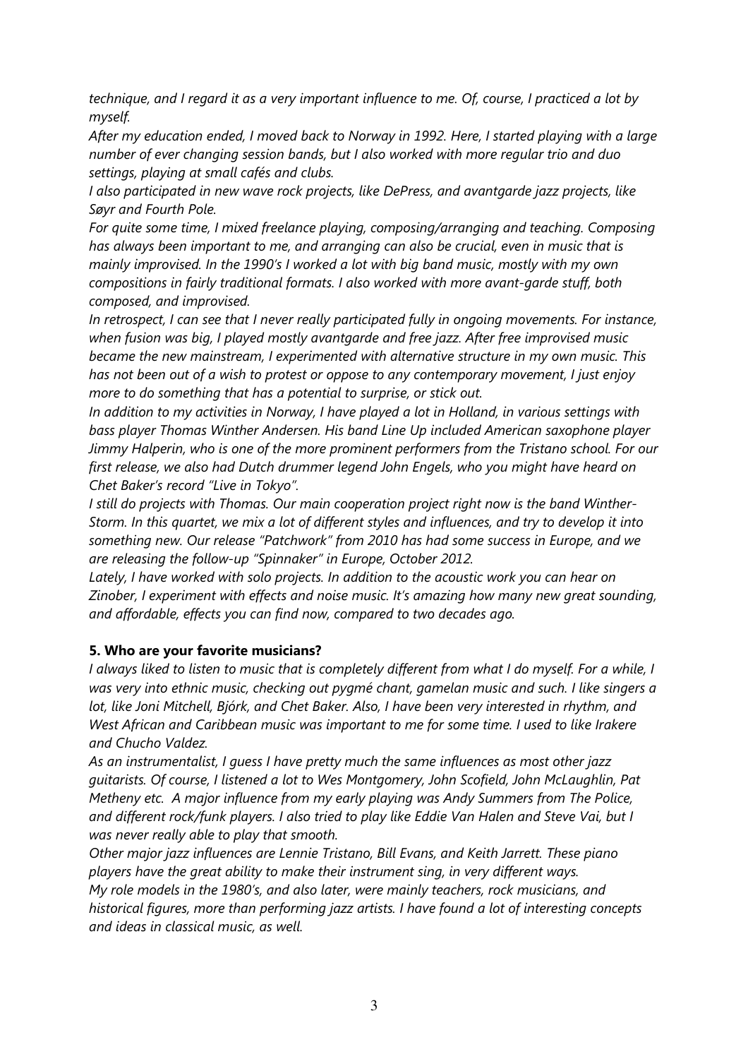*technique, and I regard it as a very important influence to me. Of, course, I practiced a lot by myself.*

*After my education ended, I moved back to Norway in 1992. Here, I started playing with a large number of ever changing session bands, but I also worked with more regular trio and duo settings, playing at small cafés and clubs.*

*I also participated in new wave rock projects, like DePress, and avantgarde jazz projects, like Søyr and Fourth Pole.*

*For quite some time, I mixed freelance playing, composing/arranging and teaching. Composing has always been important to me, and arranging can also be crucial, even in music that is mainly improvised. In the 1990's I worked a lot with big band music, mostly with my own compositions in fairly traditional formats. I also worked with more avant-garde stuff, both composed, and improvised.*

*In retrospect, I can see that I never really participated fully in ongoing movements. For instance, when fusion was big, I played mostly avantgarde and free jazz. After free improvised music became the new mainstream, I experimented with alternative structure in my own music. This has not been out of a wish to protest or oppose to any contemporary movement, I just enjoy more to do something that has a potential to surprise, or stick out.*

*In addition to my activities in Norway, I have played a lot in Holland, in various settings with bass player Thomas Winther Andersen. His band Line Up included American saxophone player Jimmy Halperin, who is one of the more prominent performers from the Tristano school. For our first release, we also had Dutch drummer legend John Engels, who you might have heard on Chet Baker's record "Live in Tokyo".*

*I still do projects with Thomas. Our main cooperation project right now is the band Winther-Storm. In this quartet, we mix a lot of different styles and influences, and try to develop it into something new. Our release "Patchwork" from 2010 has had some success in Europe, and we are releasing the follow-up "Spinnaker" in Europe, October 2012.*

*Lately, I have worked with solo projects. In addition to the acoustic work you can hear on Zinober, I experiment with effects and noise music. It's amazing how many new great sounding, and affordable, effects you can find now, compared to two decades ago.*

**5. Who are your favorite musicians?**

*I always liked to listen to music that is completely different from what I do myself. For a while, I was very into ethnic music, checking out pygmé chant, gamelan music and such. I like singers a lot, like Joni Mitchell, Bjórk, and Chet Baker. Also, I have been very interested in rhythm, and West African and Caribbean music was important to me for some time. I used to like Irakere and Chucho Valdez.*

*As an instrumentalist, I guess I have pretty much the same influences as most other jazz guitarists. Of course, I listened a lot to Wes Montgomery, John Scofield, John McLaughlin, Pat Metheny etc. A major influence from my early playing was Andy Summers from The Police, and different rock/funk players. I also tried to play like Eddie Van Halen and Steve Vai, but I was never really able to play that smooth.*

*Other major jazz influences are Lennie Tristano, Bill Evans, and Keith Jarrett. These piano players have the great ability to make their instrument sing, in very different ways.*

*My role models in the 1980's, and also later, were mainly teachers, rock musicians, and historical figures, more than performing jazz artists. I have found a lot of interesting concepts and ideas in classical music, as well.*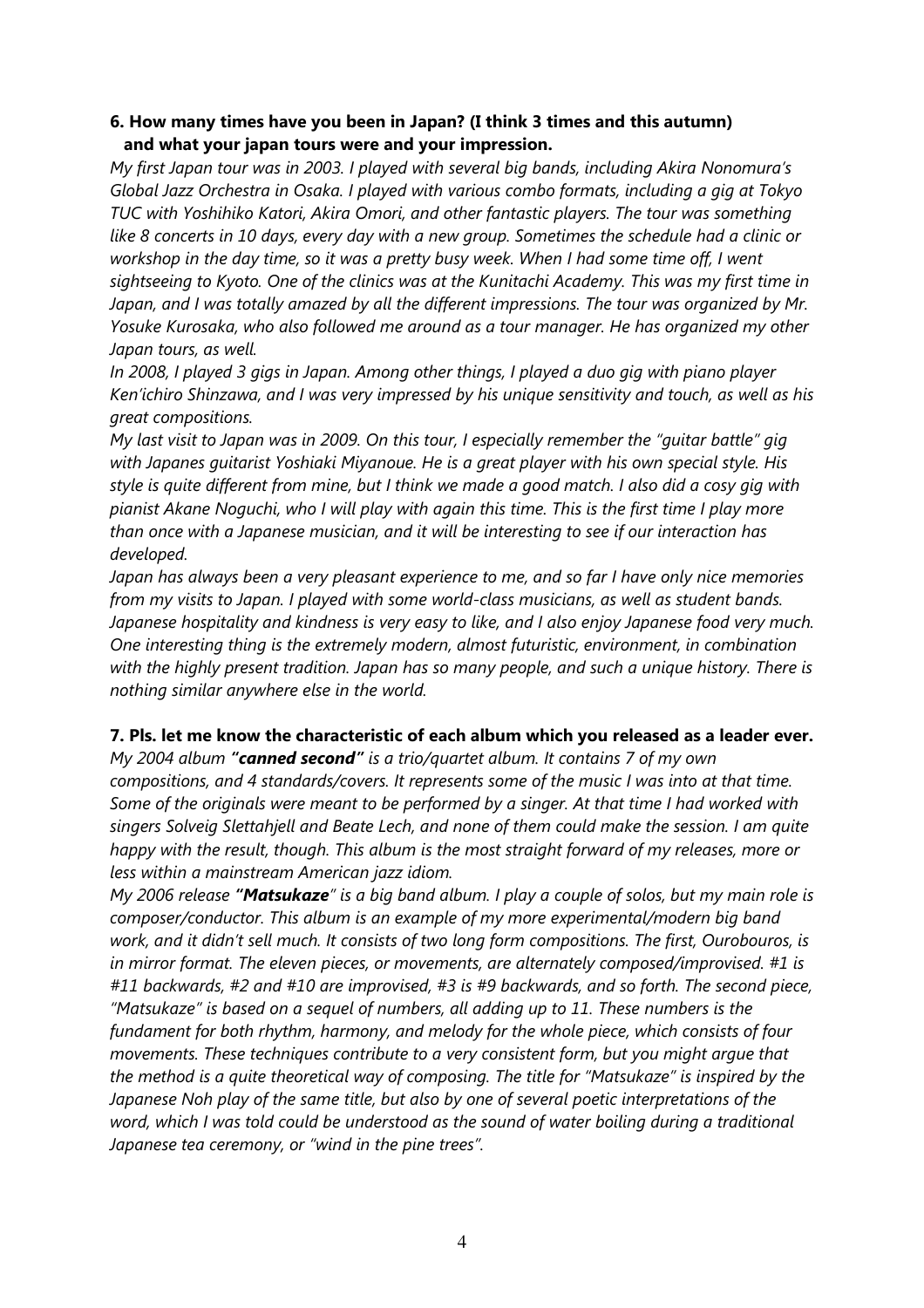**6. How many times have you been in Japan? (I think 3 times and this autumn) and what your japan tours were and your impression.**

*My first Japan tour was in 2003. I played with several big bands, including Akira Nonomura's Global Jazz Orchestra in Osaka. I played with various combo formats, including a gig at Tokyo TUC with Yoshihiko Katori, Akira Omori, and other fantastic players. The tour was something like 8 concerts in 10 days, every day with a new group. Sometimes the schedule had a clinic or workshop in the day time, so it was a pretty busy week. When I had some time off, I went sightseeing to Kyoto. One of the clinics was at the Kunitachi Academy. This was my first time in Japan, and I was totally amazed by all the different impressions. The tour was organized by Mr. Yosuke Kurosaka, who also followed me around as a tour manager. He has organized my other Japan tours, as well.*

*In 2008, I played 3 gigs in Japan. Among other things, I played a duo gig with piano player Ken'ichiro Shinzawa, and I was very impressed by his unique sensitivity and touch, as well as his great compositions.*

*My last visit to Japan was in 2009. On this tour, I especially remember the "guitar battle" gig with Japanes guitarist Yoshiaki Miyanoue. He is a great player with his own special style. His style is quite different from mine, but I think we made a good match. I also did a cosy gig with pianist Akane Noguchi, who I will play with again this time. This is the first time I play more than once with a Japanese musician, and it will be interesting to see if our interaction has developed.*

*Japan has always been a very pleasant experience to me, and so far I have only nice memories from my visits to Japan. I played with some world-class musicians, as well as student bands. Japanese hospitality and kindness is very easy to like, and I also enjoy Japanese food very much. One interesting thing is the extremely modern, almost futuristic, environment, in combination with the highly present tradition. Japan has so many people, and such a unique history. There is nothing similar anywhere else in the world.*

**7. Pls. let me know the characteristic of each album which you released as a leader ever.**

*My 2004 album **"canned second"** is a trio/quartet album. It contains 7 of my own compositions, and 4 standards/covers. It represents some of the music I was into at that time. Some of the originals were meant to be performed by a singer. At that time I had worked with singers Solveig Slettahjell and Beate Lech, and none of them could make the session. I am quite happy with the result, though. This album is the most straight forward of my releases, more or less within a mainstream American jazz idiom.*

*My 2006 release **"Matsukaze**" is a big band album. I play a couple of solos, but my main role is composer/conductor. This album is an example of my more experimental/modern big band work, and it didn't sell much. It consists of two long form compositions. The first, Ourobouros, is in mirror format. The eleven pieces, or movements, are alternately composed/improvised. #1 is #11 backwards, #2 and #10 are improvised, #3 is #9 backwards, and so forth. The second piece, "Matsukaze" is based on a sequel of numbers, all adding up to 11. These numbers is the fundament for both rhythm, harmony, and melody for the whole piece, which consists of four movements. These techniques contribute to a very consistent form, but you might argue that the method is a quite theoretical way of composing. The title for "Matsukaze" is inspired by the Japanese Noh play of the same title, but also by one of several poetic interpretations of the word, which I was told could be understood as the sound of water boiling during a traditional Japanese tea ceremony, or "wind in the pine trees".*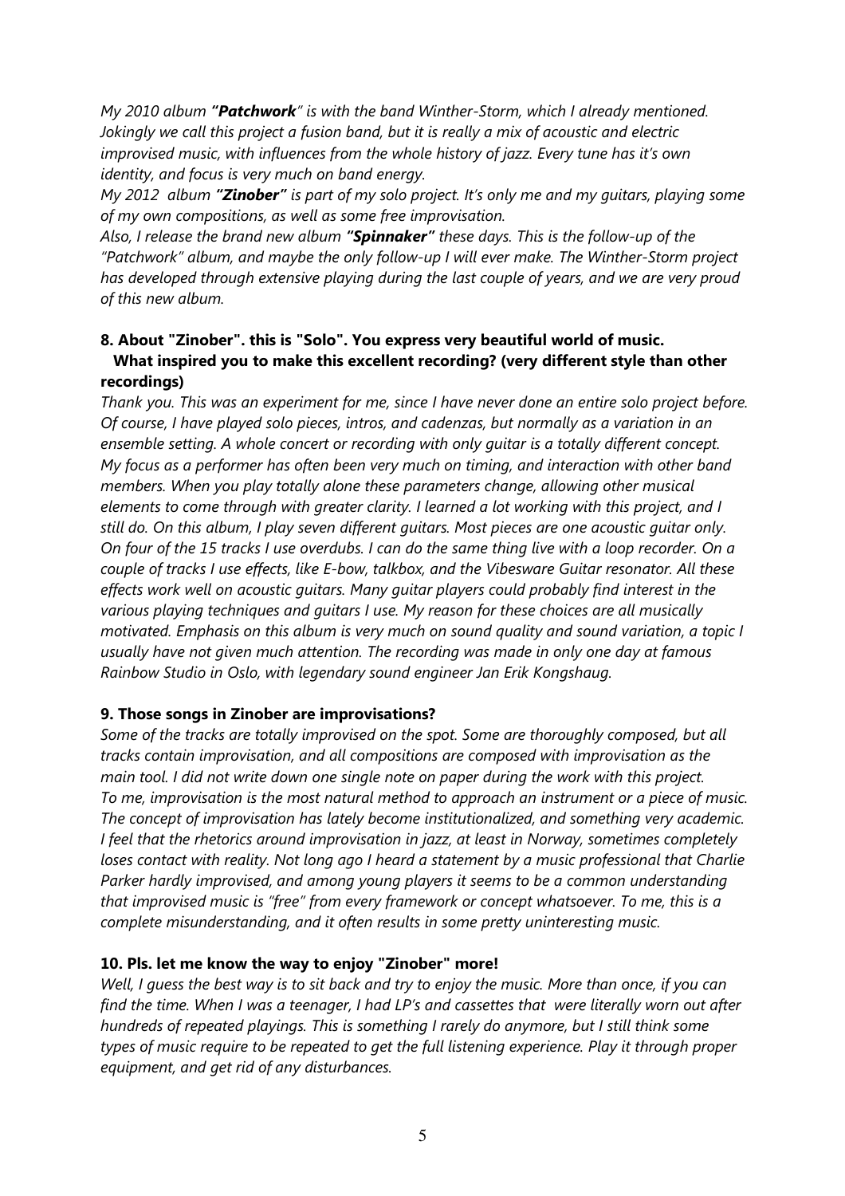*My 2010 album **"Patchwork"** is with the band Winther-Storm, which I already mentioned. Jokingly we call this project a fusion band, but it is really a mix of acoustic and electric improvised music, with influences from the whole history of jazz. Every tune has it's own identity, and focus is very much on band energy.*

*My 2012 album **"Zinober"** is part of my solo project. It's only me and my guitars, playing some of my own compositions, as well as some free improvisation.*

*Also, I release the brand new album **"Spinnaker"** these days. This is the follow-up of the "Patchwork" album, and maybe the only follow-up I will ever make. The Winther-Storm project has developed through extensive playing during the last couple of years, and we are very proud of this new album.*

**8. About "Zinober". this is "Solo". You express very beautiful world of music. What inspired you to make this excellent recording? (very different style than other recordings)**

*Thank you. This was an experiment for me, since I have never done an entire solo project before. Of course, I have played solo pieces, intros, and cadenzas, but normally as a variation in an ensemble setting. A whole concert or recording with only guitar is a totally different concept. My focus as a performer has often been very much on timing, and interaction with other band members. When you play totally alone these parameters change, allowing other musical elements to come through with greater clarity. I learned a lot working with this project, and I still do. On this album, I play seven different guitars. Most pieces are one acoustic guitar only. On four of the 15 tracks I use overdubs. I can do the same thing live with a loop recorder. On a couple of tracks I use effects, like E-bow, talkbox, and the Vibesware Guitar resonator. All these effects work well on acoustic guitars. Many guitar players could probably find interest in the various playing techniques and guitars I use. My reason for these choices are all musically motivated. Emphasis on this album is very much on sound quality and sound variation, a topic I usually have not given much attention. The recording was made in only one day at famous Rainbow Studio in Oslo, with legendary sound engineer Jan Erik Kongshaug.*

**9. Those songs in Zinober are improvisations?**

*Some of the tracks are totally improvised on the spot. Some are thoroughly composed, but all tracks contain improvisation, and all compositions are composed with improvisation as the main tool. I did not write down one single note on paper during the work with this project. To me, improvisation is the most natural method to approach an instrument or a piece of music. The concept of improvisation has lately become institutionalized, and something very academic. I feel that the rhetorics around improvisation in jazz, at least in Norway, sometimes completely loses contact with reality. Not long ago I heard a statement by a music professional that Charlie Parker hardly improvised, and among young players it seems to be a common understanding that improvised music is "free" from every framework or concept whatsoever. To me, this is a complete misunderstanding, and it often results in some pretty uninteresting music.*

**10. Pls. let me know the way to enjoy "Zinober" more!**

*Well, I guess the best way is to sit back and try to enjoy the music. More than once, if you can find the time. When I was a teenager, I had LP's and cassettes that were literally worn out after hundreds of repeated playings. This is something I rarely do anymore, but I still think some types of music require to be repeated to get the full listening experience. Play it through proper equipment, and get rid of any disturbances.*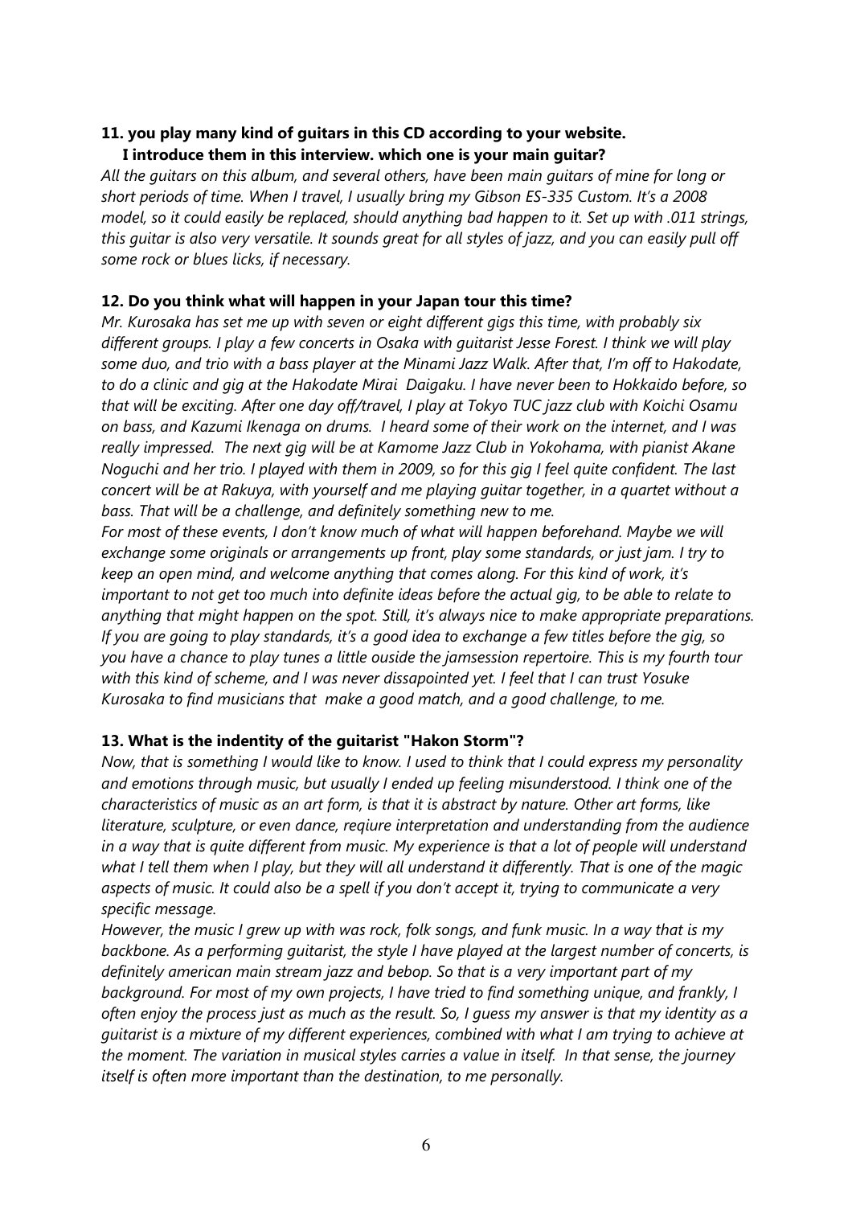**11. you play many kind of guitars in this CD according to your website.
I introduce them in this interview. which one is your main guitar?**

*All the guitars on this album, and several others, have been main guitars of mine for long or short periods of time. When I travel, I usually bring my Gibson ES-335 Custom. It's a 2008 model, so it could easily be replaced, should anything bad happen to it. Set up with .011 strings, this guitar is also very versatile. It sounds great for all styles of jazz, and you can easily pull off some rock or blues licks, if necessary.*

**12. Do you think what will happen in your Japan tour this time?**

*Mr. Kurosaka has set me up with seven or eight different gigs this time, with probably six different groups. I play a few concerts in Osaka with guitarist Jesse Forest. I think we will play some duo, and trio with a bass player at the Minami Jazz Walk. After that, I'm off to Hakodate, to do a clinic and gig at the Hakodate Mirai Daigaku. I have never been to Hokkaido before, so that will be exciting. After one day off/travel, I play at Tokyo TUC jazz club with Koichi Osamu on bass, and Kazumi Ikenaga on drums. I heard some of their work on the internet, and I was really impressed. The next gig will be at Kamome Jazz Club in Yokohama, with pianist Akane Noguchi and her trio. I played with them in 2009, so for this gig I feel quite confident. The last concert will be at Rakuya, with yourself and me playing guitar together, in a quartet without a bass. That will be a challenge, and definitely something new to me.*

*For most of these events, I don't know much of what will happen beforehand. Maybe we will exchange some originals or arrangements up front, play some standards, or just jam. I try to keep an open mind, and welcome anything that comes along. For this kind of work, it's important to not get too much into definite ideas before the actual gig, to be able to relate to anything that might happen on the spot. Still, it's always nice to make appropriate preparations. If you are going to play standards, it's a good idea to exchange a few titles before the gig, so you have a chance to play tunes a little ouside the jamsession repertoire. This is my fourth tour with this kind of scheme, and I was never dissapointed yet. I feel that I can trust Yosuke Kurosaka to find musicians that make a good match, and a good challenge, to me.*

**13. What is the indentity of the guitarist "Hakon Storm"?**

*Now, that is something I would like to know. I used to think that I could express my personality and emotions through music, but usually I ended up feeling misunderstood. I think one of the characteristics of music as an art form, is that it is abstract by nature. Other art forms, like literature, sculpture, or even dance, reqiure interpretation and understanding from the audience in a way that is quite different from music. My experience is that a lot of people will understand what I tell them when I play, but they will all understand it differently. That is one of the magic aspects of music. It could also be a spell if you don't accept it, trying to communicate a very specific message.*

*However, the music I grew up with was rock, folk songs, and funk music. In a way that is my backbone. As a performing guitarist, the style I have played at the largest number of concerts, is definitely american main stream jazz and bebop. So that is a very important part of my background. For most of my own projects, I have tried to find something unique, and frankly, I often enjoy the process just as much as the result. So, I guess my answer is that my identity as a guitarist is a mixture of my different experiences, combined with what I am trying to achieve at the moment. The variation in musical styles carries a value in itself. In that sense, the journey itself is often more important than the destination, to me personally.*